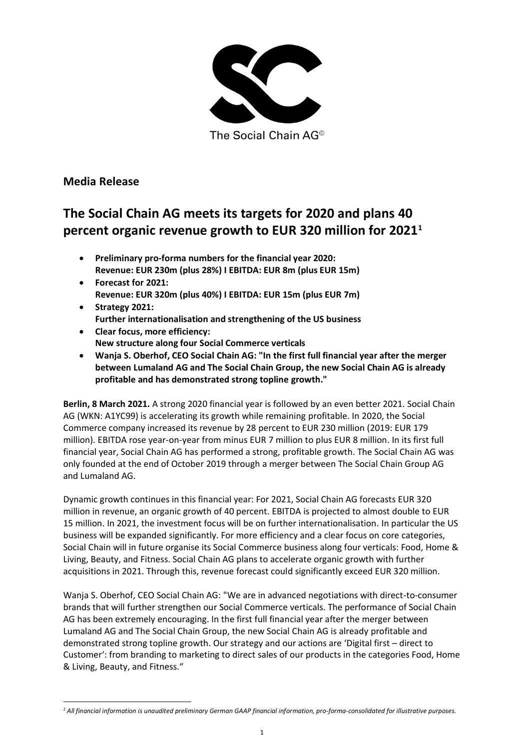The Social Chain AG©

## Media Release

# The Social Chain AG meets its targets for 2020 and plans 40 percent organic revenue growth to EUR 320 million for 2021[1]

- **Preliminary pro-forma numbers for the financial year 2020: Revenue: EUR 230m (plus 28%) I EBITDA: EUR 8m (plus EUR 15m)**
- **Forecast for 2021: Revenue: EUR 320m (plus 40%) I EBITDA: EUR 15m (plus EUR 7m)**
- **Strategy 2021: Further internationalisation and strengthening of the US business**
- **Clear focus, more efficiency: New structure along four Social Commerce verticals**
- **Wanja S. Oberhof, CEO Social Chain AG: "In the first full financial year after the merger between Lumaland AG and The Social Chain Group, the new Social Chain AG is already profitable and has demonstrated strong topline growth."**

**Berlin, 8 March 2021.** A strong 2020 financial year is followed by an even better 2021. Social Chain AG (WKN: A1YC99) is accelerating its growth while remaining profitable. In 2020, the Social Commerce company increased its revenue by 28 percent to EUR 230 million (2019: EUR 179 million). EBITDA rose year-on-year from minus EUR 7 million to plus EUR 8 million. In its first full financial year, Social Chain AG has performed a strong, profitable growth. The Social Chain AG was only founded at the end of October 2019 through a merger between The Social Chain Group AG and Lumaland AG.

Dynamic growth continues in this financial year: For 2021, Social Chain AG forecasts EUR 320 million in revenue, an organic growth of 40 percent. EBITDA is projected to almost double to EUR 15 million. In 2021, the investment focus will be on further internationalisation. In particular the US business will be expanded significantly. For more efficiency and a clear focus on core categories, Social Chain will in future organise its Social Commerce business along four verticals: Food, Home & Living, Beauty, and Fitness. Social Chain AG plans to accelerate organic growth with further acquisitions in 2021. Through this, revenue forecast could significantly exceed EUR 320 million.

Wanja S. Oberhof, CEO Social Chain AG: "We are in advanced negotiations with direct-to-consumer brands that will further strengthen our Social Commerce verticals. The performance of Social Chain AG has been extremely encouraging. In the first full financial year after the merger between Lumaland AG and The Social Chain Group, the new Social Chain AG is already profitable and demonstrated strong topline growth. Our strategy and our actions are 'Digital first – direct to Customer': from branding to marketing to direct sales of our products in the categories Food, Home & Living, Beauty, and Fitness."

*[1] All financial information is unaudited preliminary German GAAP financial information, pro-forma-consolidated for illustrative purposes.*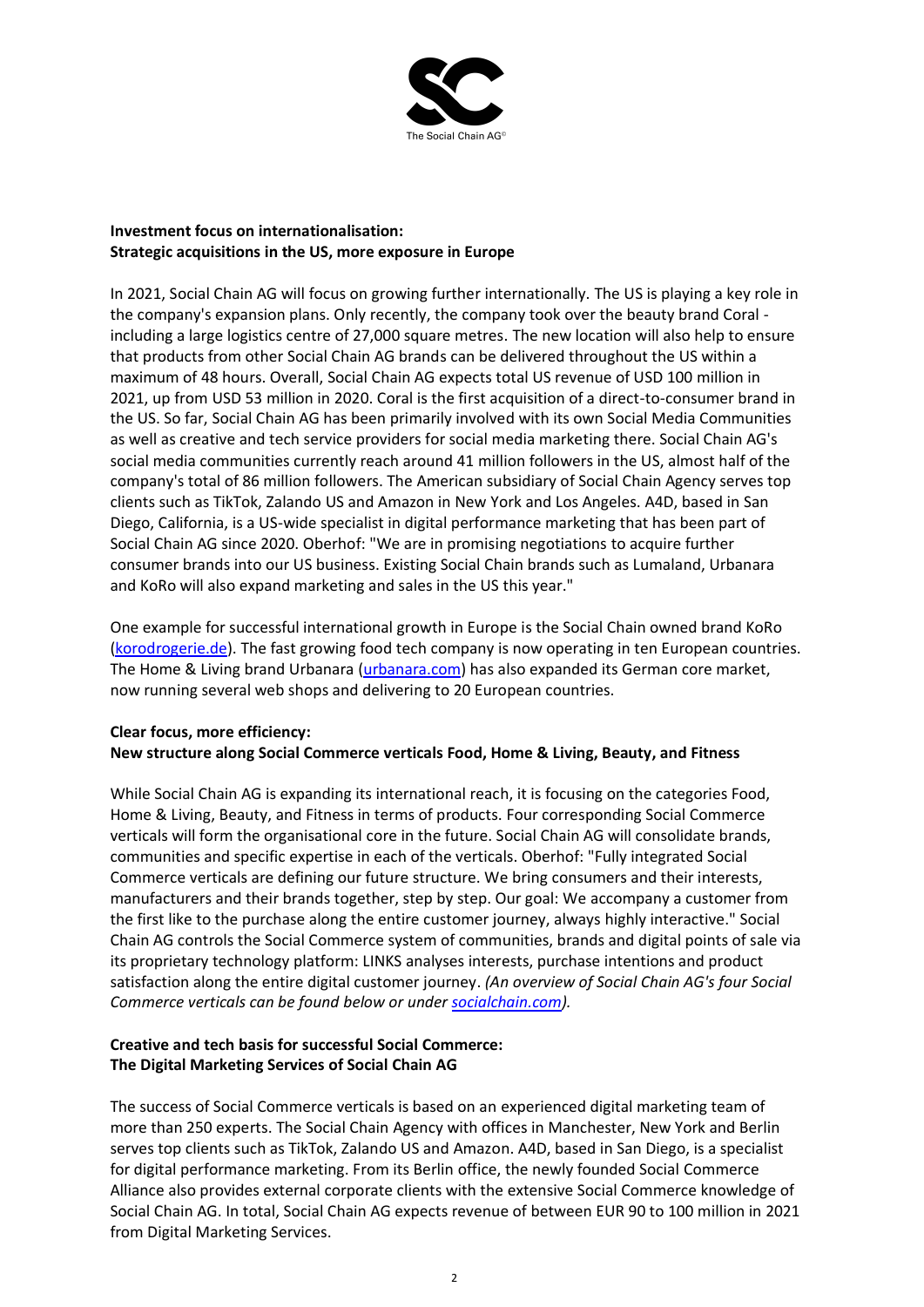**Investment focus on internationalisation:**
**Strategic acquisitions in the US, more exposure in Europe**

In 2021, Social Chain AG will focus on growing further internationally. The US is playing a key role in the company's expansion plans. Only recently, the company took over the beauty brand Coral - including a large logistics centre of 27,000 square metres. The new location will also help to ensure that products from other Social Chain AG brands can be delivered throughout the US within a maximum of 48 hours. Overall, Social Chain AG expects total US revenue of USD 100 million in 2021, up from USD 53 million in 2020. Coral is the first acquisition of a direct-to-consumer brand in the US. So far, Social Chain AG has been primarily involved with its own Social Media Communities as well as creative and tech service providers for social media marketing there. Social Chain AG's social media communities currently reach around 41 million followers in the US, almost half of the company's total of 86 million followers. The American subsidiary of Social Chain Agency serves top clients such as TikTok, Zalando US and Amazon in New York and Los Angeles. A4D, based in San Diego, California, is a US-wide specialist in digital performance marketing that has been part of Social Chain AG since 2020. Oberhof: "We are in promising negotiations to acquire further consumer brands into our US business. Existing Social Chain brands such as Lumaland, Urbanara and KoRo will also expand marketing and sales in the US this year."

One example for successful international growth in Europe is the Social Chain owned brand KoRo (korodrogerie.de). The fast growing food tech company is now operating in ten European countries. The Home & Living brand Urbanara (urbanara.com) has also expanded its German core market, now running several web shops and delivering to 20 European countries.

**Clear focus, more efficiency:**
**New structure along Social Commerce verticals Food, Home & Living, Beauty, and Fitness**

While Social Chain AG is expanding its international reach, it is focusing on the categories Food, Home & Living, Beauty, and Fitness in terms of products. Four corresponding Social Commerce verticals will form the organisational core in the future. Social Chain AG will consolidate brands, communities and specific expertise in each of the verticals. Oberhof: "Fully integrated Social Commerce verticals are defining our future structure. We bring consumers and their interests, manufacturers and their brands together, step by step. Our goal: We accompany a customer from the first like to the purchase along the entire customer journey, always highly interactive." Social Chain AG controls the Social Commerce system of communities, brands and digital points of sale via its proprietary technology platform: LINKS analyses interests, purchase intentions and product satisfaction along the entire digital customer journey. *(An overview of Social Chain AG's four Social Commerce verticals can be found below or under socialchain.com).*

**Creative and tech basis for successful Social Commerce:**
**The Digital Marketing Services of Social Chain AG**

The success of Social Commerce verticals is based on an experienced digital marketing team of more than 250 experts. The Social Chain Agency with offices in Manchester, New York and Berlin serves top clients such as TikTok, Zalando US and Amazon. A4D, based in San Diego, is a specialist for digital performance marketing. From its Berlin office, the newly founded Social Commerce Alliance also provides external corporate clients with the extensive Social Commerce knowledge of Social Chain AG. In total, Social Chain AG expects revenue of between EUR 90 to 100 million in 2021 from Digital Marketing Services.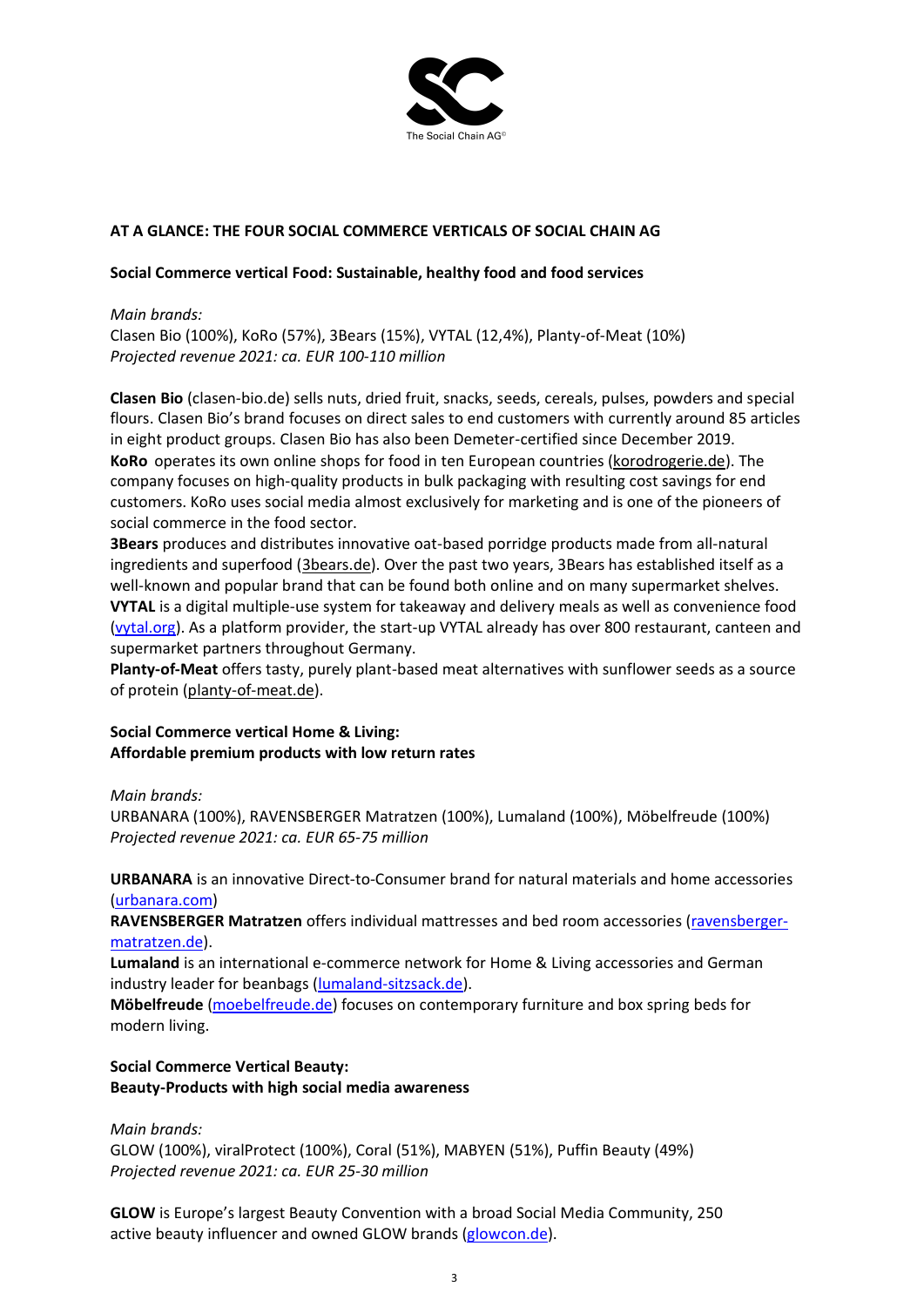**AT A GLANCE: THE FOUR SOCIAL COMMERCE VERTICALS OF SOCIAL CHAIN AG**

**Social Commerce vertical Food: Sustainable, healthy food and food services**

*Main brands:*
Clasen Bio (100%), KoRo (57%), 3Bears (15%), VYTAL (12,4%), Planty-of-Meat (10%)
*Projected revenue 2021: ca. EUR 100-110 million*

**Clasen Bio** (clasen-bio.de) sells nuts, dried fruit, snacks, seeds, cereals, pulses, powders and special flours. Clasen Bio's brand focuses on direct sales to end customers with currently around 85 articles in eight product groups. Clasen Bio has also been Demeter-certified since December 2019.
**KoRo** operates its own online shops for food in ten European countries (korodrogerie.de). The company focuses on high-quality products in bulk packaging with resulting cost savings for end customers. KoRo uses social media almost exclusively for marketing and is one of the pioneers of social commerce in the food sector.
**3Bears** produces and distributes innovative oat-based porridge products made from all-natural ingredients and superfood (3bears.de). Over the past two years, 3Bears has established itself as a well-known and popular brand that can be found both online and on many supermarket shelves.
**VYTAL** is a digital multiple-use system for takeaway and delivery meals as well as convenience food (vytal.org). As a platform provider, the start-up VYTAL already has over 800 restaurant, canteen and supermarket partners throughout Germany.
**Planty-of-Meat** offers tasty, purely plant-based meat alternatives with sunflower seeds as a source of protein (planty-of-meat.de).

**Social Commerce vertical Home & Living:**
**Affordable premium products with low return rates**

*Main brands:*
URBANARA (100%), RAVENSBERGER Matratzen (100%), Lumaland (100%), Möbelfreude (100%)
*Projected revenue 2021: ca. EUR 65-75 million*

**URBANARA** is an innovative Direct-to-Consumer brand for natural materials and home accessories (urbanara.com)
**RAVENSBERGER Matratzen** offers individual mattresses and bed room accessories (ravensberger-matratzen.de).
**Lumaland** is an international e-commerce network for Home & Living accessories and German industry leader for beanbags (lumaland-sitzsack.de).
**Möbelfreude** (moebelfreude.de) focuses on contemporary furniture and box spring beds for modern living.

**Social Commerce Vertical Beauty:**
**Beauty-Products with high social media awareness**

*Main brands:*
GLOW (100%), viralProtect (100%), Coral (51%), MABYEN (51%), Puffin Beauty (49%)
*Projected revenue 2021: ca. EUR 25-30 million*

**GLOW** is Europe's largest Beauty Convention with a broad Social Media Community, 250 active beauty influencer and owned GLOW brands (glowcon.de).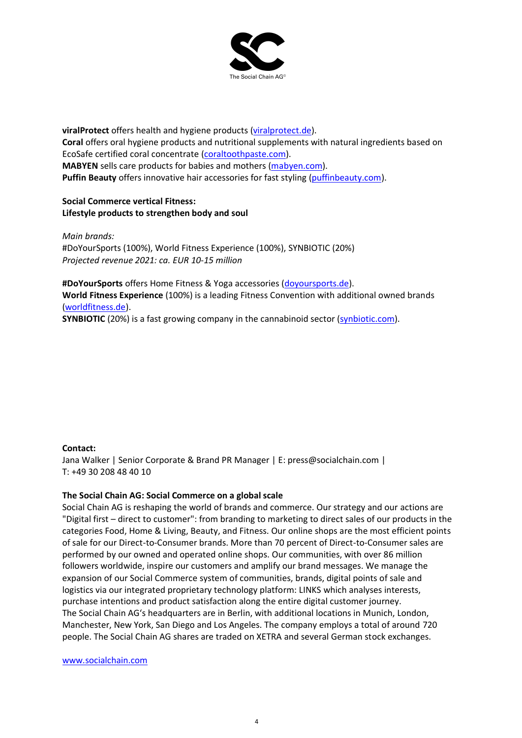**viralProtect** offers health and hygiene products ([viralprotect.de](viralprotect.de)).
**Coral** offers oral hygiene products and nutritional supplements with natural ingredients based on EcoSafe certified coral concentrate ([coraltoothpaste.com](coraltoothpaste.com)).
**MABYEN** sells care products for babies and mothers ([mabyen.com](mabyen.com)).
**Puffin Beauty** offers innovative hair accessories for fast styling ([puffinbeauty.com](puffinbeauty.com)).

**Social Commerce vertical Fitness:**
**Lifestyle products to strengthen body and soul**

*Main brands:*
#DoYourSports (100%), World Fitness Experience (100%), SYNBIOTIC (20%)
*Projected revenue 2021: ca. EUR 10-15 million*

**#DoYourSports** offers Home Fitness & Yoga accessories ([doyoursports.de](doyoursports.de)).
**World Fitness Experience** (100%) is a leading Fitness Convention with additional owned brands ([worldfitness.de](worldfitness.de)).
**SYNBIOTIC** (20%) is a fast growing company in the cannabinoid sector ([synbiotic.com](synbiotic.com)).

**Contact:**
Jana Walker | Senior Corporate & Brand PR Manager | E: press@socialchain.com | T: +49 30 208 48 40 10

**The Social Chain AG: Social Commerce on a global scale**
Social Chain AG is reshaping the world of brands and commerce. Our strategy and our actions are "Digital first – direct to customer": from branding to marketing to direct sales of our products in the categories Food, Home & Living, Beauty, and Fitness. Our online shops are the most efficient points of sale for our Direct-to-Consumer brands. More than 70 percent of Direct-to-Consumer sales are performed by our owned and operated online shops. Our communities, with over 86 million followers worldwide, inspire our customers and amplify our brand messages. We manage the expansion of our Social Commerce system of communities, brands, digital points of sale and logistics via our integrated proprietary technology platform: LINKS which analyses interests, purchase intentions and product satisfaction along the entire digital customer journey.
The Social Chain AG's headquarters are in Berlin, with additional locations in Munich, London, Manchester, New York, San Diego and Los Angeles. The company employs a total of around 720 people. The Social Chain AG shares are traded on XETRA and several German stock exchanges.

[www.socialchain.com](www.socialchain.com)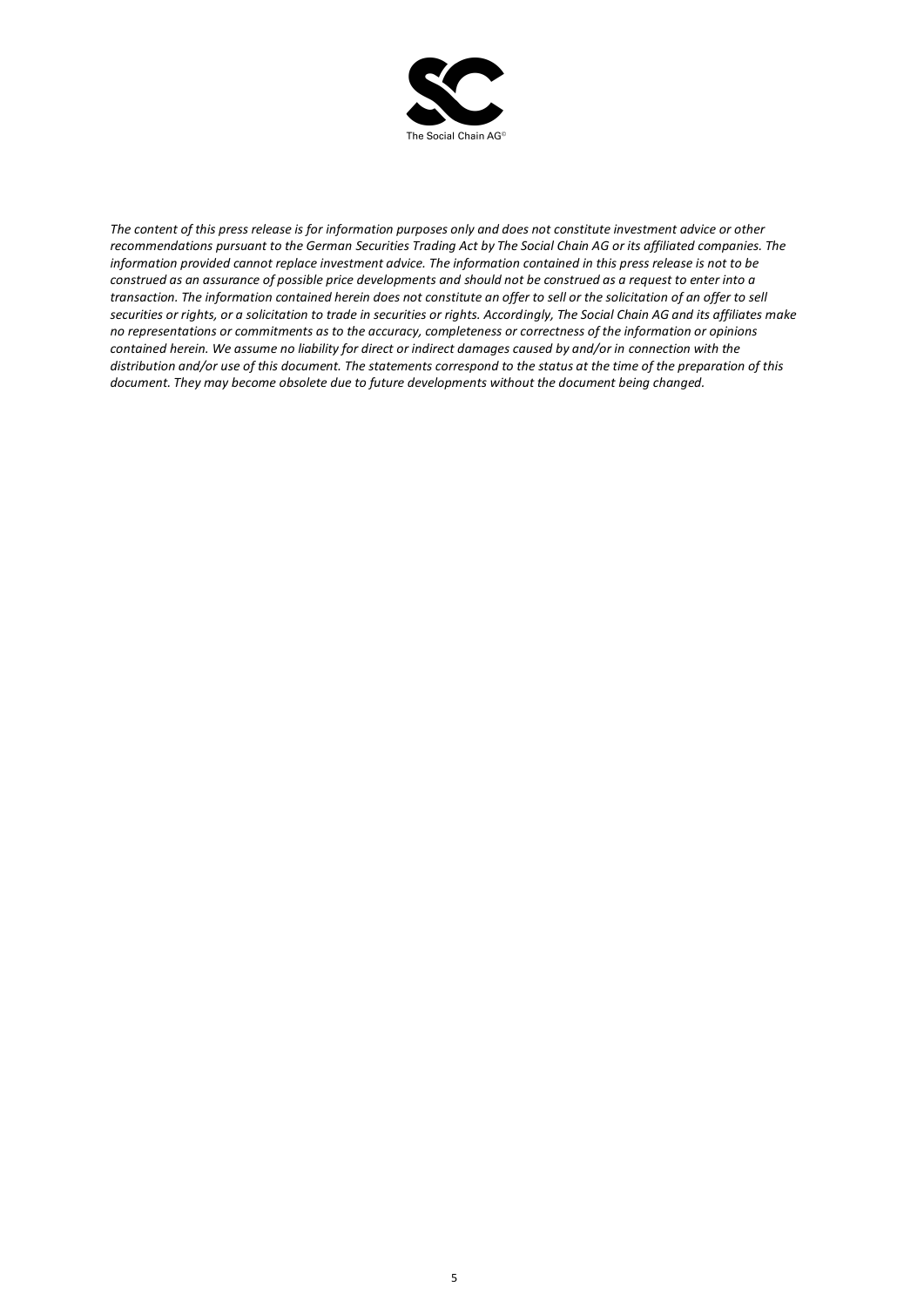*The content of this press release is for information purposes only and does not constitute investment advice or other recommendations pursuant to the German Securities Trading Act by The Social Chain AG or its affiliated companies. The information provided cannot replace investment advice. The information contained in this press release is not to be construed as an assurance of possible price developments and should not be construed as a request to enter into a transaction. The information contained herein does not constitute an offer to sell or the solicitation of an offer to sell securities or rights, or a solicitation to trade in securities or rights. Accordingly, The Social Chain AG and its affiliates make no representations or commitments as to the accuracy, completeness or correctness of the information or opinions contained herein. We assume no liability for direct or indirect damages caused by and/or in connection with the distribution and/or use of this document. The statements correspond to the status at the time of the preparation of this document. They may become obsolete due to future developments without the document being changed.*